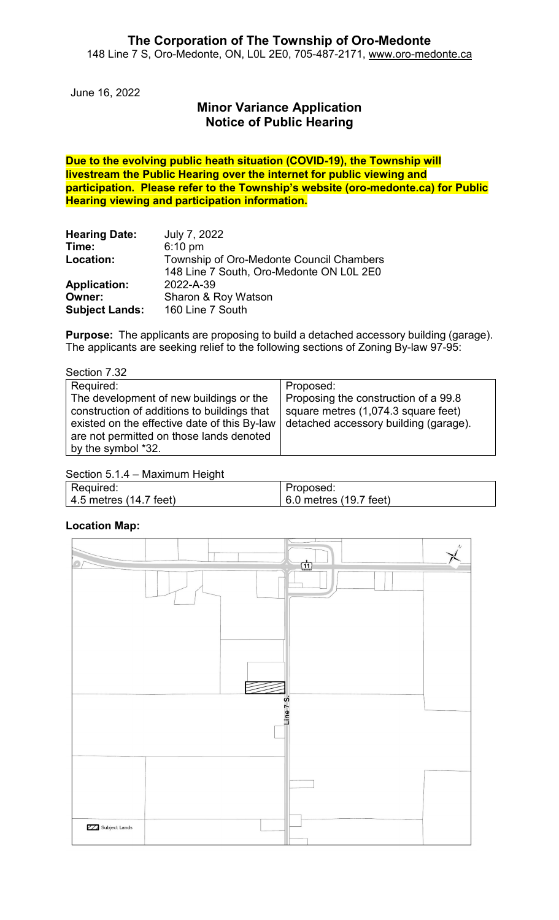# The Corporation of The Township of Oro-Medonte

148 Line 7 S, Oro-Medonte, ON, L0L 2E0, 705-487-2171, www.oro-medonte.ca

June 16, 2022

## Minor Variance Application
## Notice of Public Hearing

**Due to the evolving public heath situation (COVID-19), the Township will livestream the Public Hearing over the internet for public viewing and participation. Please refer to the Township's website (oro-medonte.ca) for Public Hearing viewing and participation information.**

**Hearing Date:** July 7, 2022
**Time:** 6:10 pm
**Location:** Township of Oro-Medonte Council Chambers
148 Line 7 South, Oro-Medonte ON L0L 2E0
**Application:** 2022-A-39
**Owner:** Sharon & Roy Watson
**Subject Lands:** 160 Line 7 South

**Purpose:** The applicants are proposing to build a detached accessory building (garage). The applicants are seeking relief to the following sections of Zoning By-law 97-95:

Section 7.32

| Required: | Proposed: |
|---|---|
| The development of new buildings or the construction of additions to buildings that existed on the effective date of this By-law are not permitted on those lands denoted by the symbol *32. | Proposing the construction of a 99.8 square metres (1,074.3 square feet) detached accessory building (garage). |

Section 5.1.4 – Maximum Height

| Required: | Proposed: |
|---|---|
| 4.5 metres (14.7 feet) | 6.0 metres (19.7 feet) |

**Location Map:**

11

Line 7 S.

Subject Lands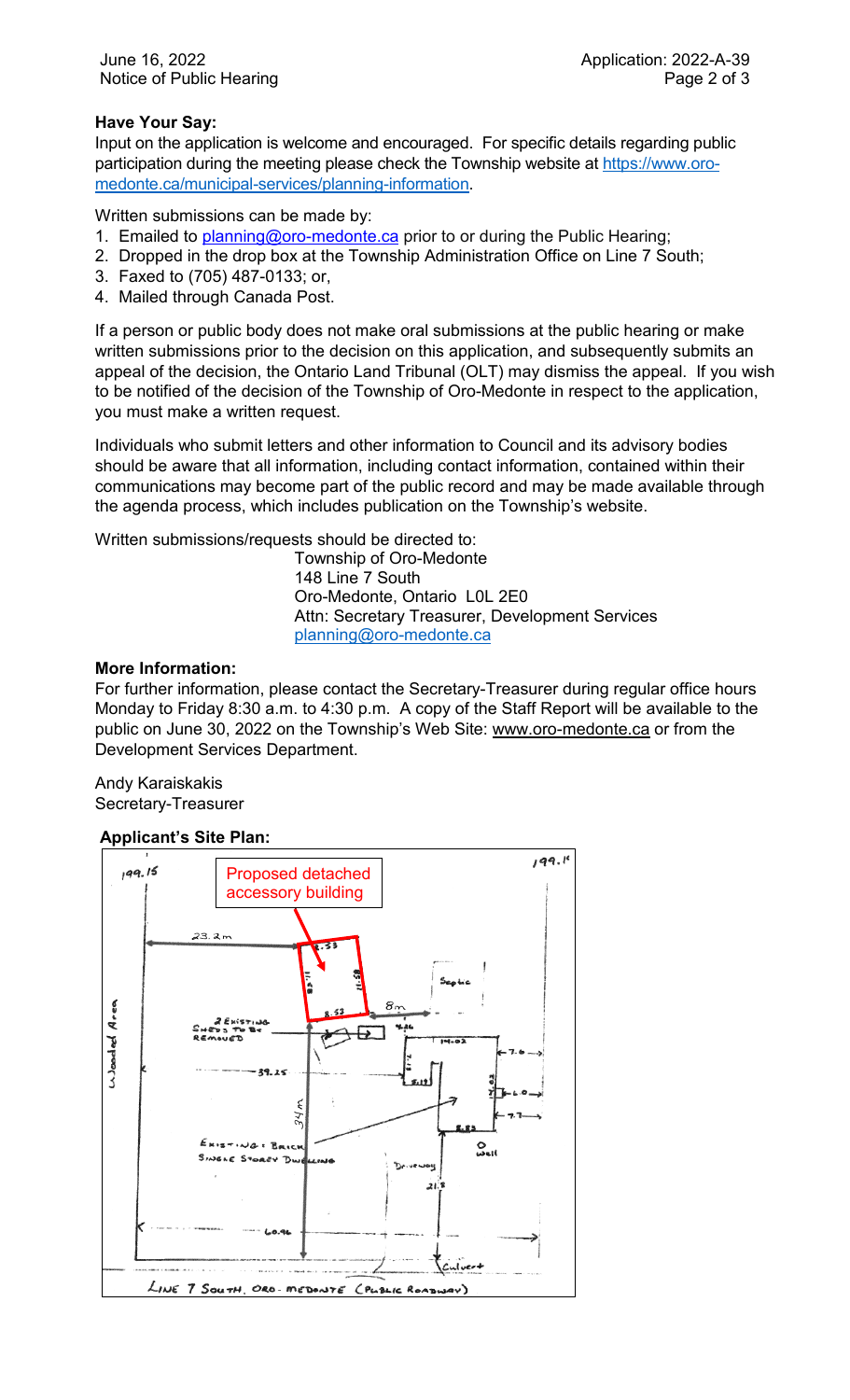**Have Your Say:**

Input on the application is welcome and encouraged. For specific details regarding public participation during the meeting please check the Township website at https://www.oro-medonte.ca/municipal-services/planning-information.

Written submissions can be made by:

1. Emailed to planning@oro-medonte.ca prior to or during the Public Hearing;
2. Dropped in the drop box at the Township Administration Office on Line 7 South;
3. Faxed to (705) 487-0133; or,
4. Mailed through Canada Post.

If a person or public body does not make oral submissions at the public hearing or make written submissions prior to the decision on this application, and subsequently submits an appeal of the decision, the Ontario Land Tribunal (OLT) may dismiss the appeal. If you wish to be notified of the decision of the Township of Oro-Medonte in respect to the application, you must make a written request.

Individuals who submit letters and other information to Council and its advisory bodies should be aware that all information, including contact information, contained within their communications may become part of the public record and may be made available through the agenda process, which includes publication on the Township's website.

Written submissions/requests should be directed to:

Township of Oro-Medonte
148 Line 7 South
Oro-Medonte, Ontario L0L 2E0
Attn: Secretary Treasurer, Development Services
planning@oro-medonte.ca

**More Information:**

For further information, please contact the Secretary-Treasurer during regular office hours Monday to Friday 8:30 a.m. to 4:30 p.m. A copy of the Staff Report will be available to the public on June 30, 2022 on the Township's Web Site: www.oro-medonte.ca or from the Development Services Department.

Andy Karaiskakis
Secretary-Treasurer

**Applicant's Site Plan:**

Proposed detached accessory building

199.15 | 199.15 | 23.2m | 8.53 | 8m | 2 Existing Sheds to be Removed | Septic | Wooded Area | 39.25 | 34m | Existing Brick Single Storey Dwelling | Driveway | Well | 60.96 | Culvert

LINE 7 SOUTH, ORO-MEDONTE (PUBLIC ROADWAY)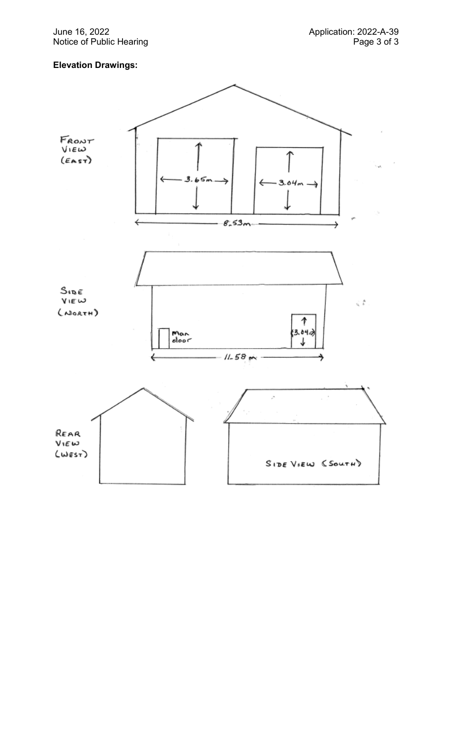**Elevation Drawings:**

FRONT VIEW (EAST)

3.65m

3.04m

8.53m

SIDE VIEW (NORTH)

Man door

3.04

11.58 m

REAR VIEW (WEST)

SIDE VIEW (SOUTH)